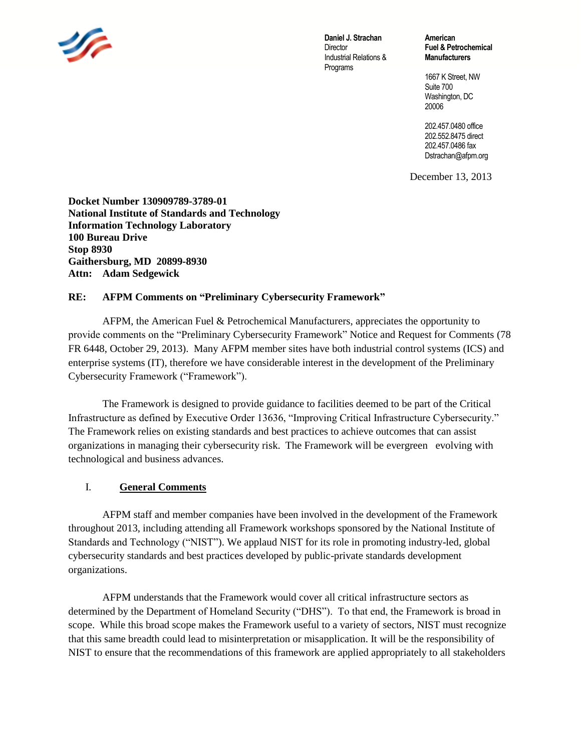Daniel J. Strachan
Director
Industrial Relations & Programs

**American Fuel & Petrochemical Manufacturers**

1667 K Street, NW
Suite 700
Washington, DC
20006

202.457.0480 office
202.552.8475 direct
202.457.0486 fax
Dstrachan@afpm.org

December 13, 2013

**Docket Number 130909789-3789-01**
**National Institute of Standards and Technology**
**Information Technology Laboratory**
**100 Bureau Drive**
**Stop 8930**
**Gaithersburg, MD 20899-8930**
**Attn: Adam Sedgewick**

**RE: AFPM Comments on "Preliminary Cybersecurity Framework"**

AFPM, the American Fuel & Petrochemical Manufacturers, appreciates the opportunity to provide comments on the "Preliminary Cybersecurity Framework" Notice and Request for Comments (78 FR 6448, October 29, 2013). Many AFPM member sites have both industrial control systems (ICS) and enterprise systems (IT), therefore we have considerable interest in the development of the Preliminary Cybersecurity Framework ("Framework").

The Framework is designed to provide guidance to facilities deemed to be part of the Critical Infrastructure as defined by Executive Order 13636, "Improving Critical Infrastructure Cybersecurity." The Framework relies on existing standards and best practices to achieve outcomes that can assist organizations in managing their cybersecurity risk. The Framework will be evergreen evolving with technological and business advances.

## I. General Comments

AFPM staff and member companies have been involved in the development of the Framework throughout 2013, including attending all Framework workshops sponsored by the National Institute of Standards and Technology ("NIST"). We applaud NIST for its role in promoting industry-led, global cybersecurity standards and best practices developed by public-private standards development organizations.

AFPM understands that the Framework would cover all critical infrastructure sectors as determined by the Department of Homeland Security ("DHS"). To that end, the Framework is broad in scope. While this broad scope makes the Framework useful to a variety of sectors, NIST must recognize that this same breadth could lead to misinterpretation or misapplication. It will be the responsibility of NIST to ensure that the recommendations of this framework are applied appropriately to all stakeholders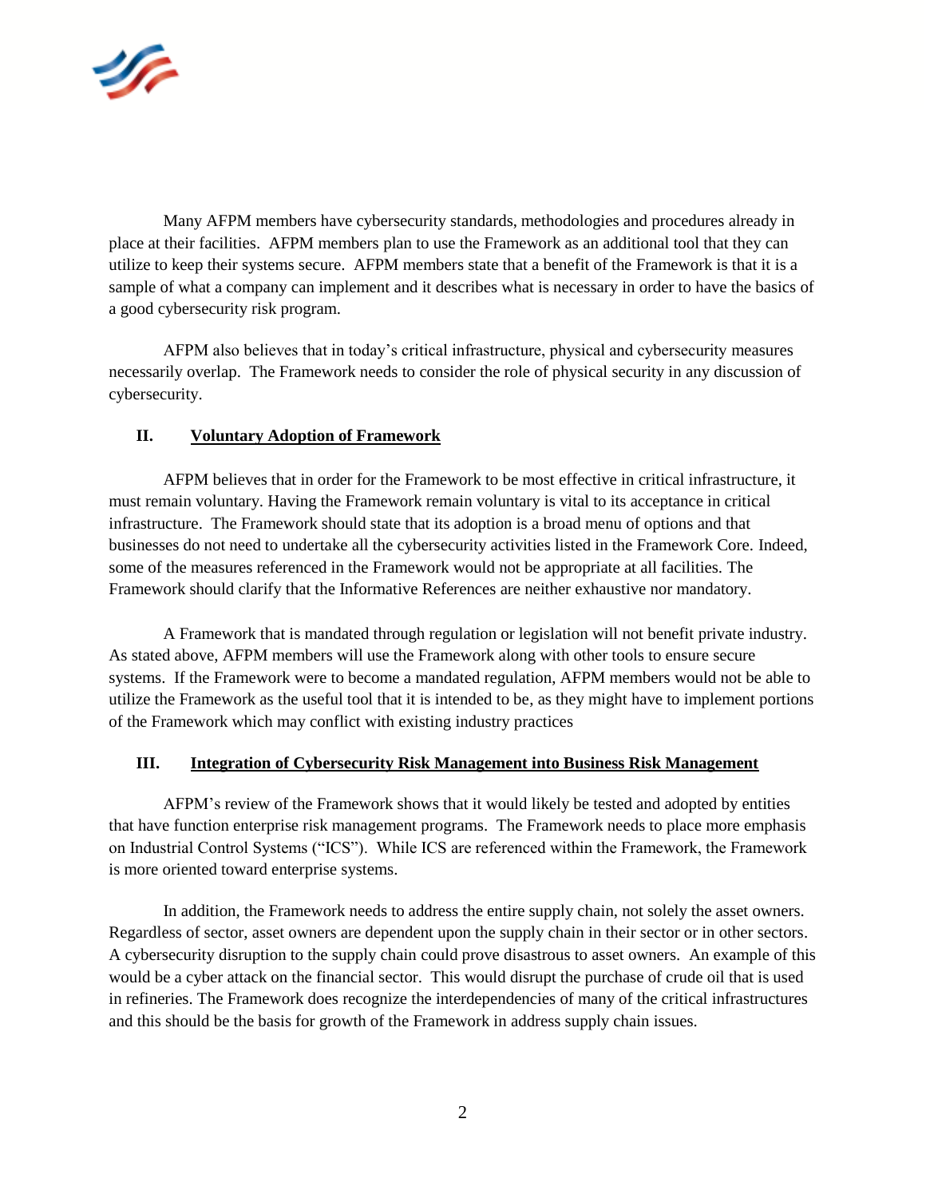Many AFPM members have cybersecurity standards, methodologies and procedures already in place at their facilities. AFPM members plan to use the Framework as an additional tool that they can utilize to keep their systems secure. AFPM members state that a benefit of the Framework is that it is a sample of what a company can implement and it describes what is necessary in order to have the basics of a good cybersecurity risk program.

AFPM also believes that in today's critical infrastructure, physical and cybersecurity measures necessarily overlap. The Framework needs to consider the role of physical security in any discussion of cybersecurity.

## II. <u>Voluntary Adoption of Framework</u>

AFPM believes that in order for the Framework to be most effective in critical infrastructure, it must remain voluntary. Having the Framework remain voluntary is vital to its acceptance in critical infrastructure. The Framework should state that its adoption is a broad menu of options and that businesses do not need to undertake all the cybersecurity activities listed in the Framework Core. Indeed, some of the measures referenced in the Framework would not be appropriate at all facilities. The Framework should clarify that the Informative References are neither exhaustive nor mandatory.

A Framework that is mandated through regulation or legislation will not benefit private industry. As stated above, AFPM members will use the Framework along with other tools to ensure secure systems. If the Framework were to become a mandated regulation, AFPM members would not be able to utilize the Framework as the useful tool that it is intended to be, as they might have to implement portions of the Framework which may conflict with existing industry practices

## III. <u>Integration of Cybersecurity Risk Management into Business Risk Management</u>

AFPM's review of the Framework shows that it would likely be tested and adopted by entities that have function enterprise risk management programs. The Framework needs to place more emphasis on Industrial Control Systems ("ICS"). While ICS are referenced within the Framework, the Framework is more oriented toward enterprise systems.

In addition, the Framework needs to address the entire supply chain, not solely the asset owners. Regardless of sector, asset owners are dependent upon the supply chain in their sector or in other sectors. A cybersecurity disruption to the supply chain could prove disastrous to asset owners. An example of this would be a cyber attack on the financial sector. This would disrupt the purchase of crude oil that is used in refineries. The Framework does recognize the interdependencies of many of the critical infrastructures and this should be the basis for growth of the Framework in address supply chain issues.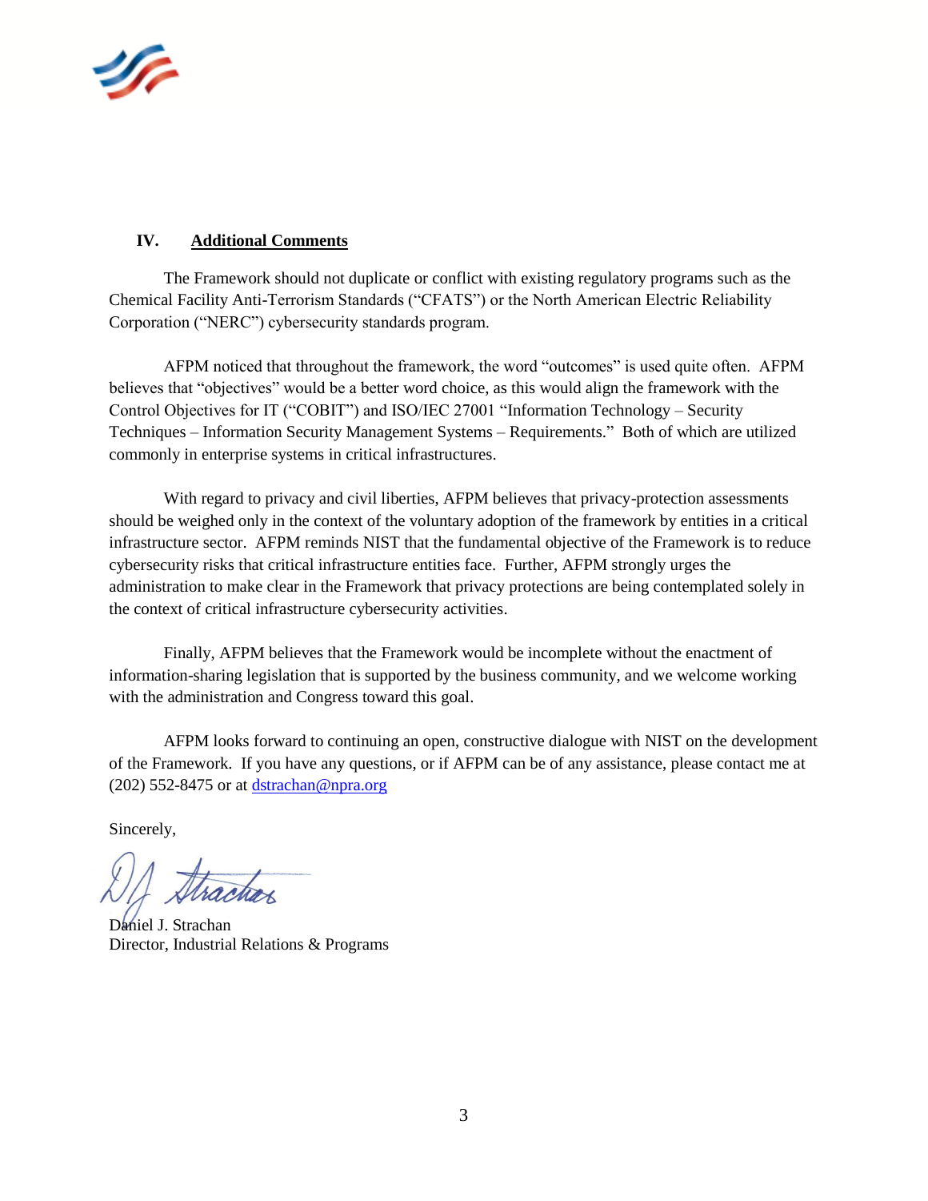## IV. Additional Comments

The Framework should not duplicate or conflict with existing regulatory programs such as the Chemical Facility Anti-Terrorism Standards ("CFATS") or the North American Electric Reliability Corporation ("NERC") cybersecurity standards program.

AFPM noticed that throughout the framework, the word "outcomes" is used quite often. AFPM believes that "objectives" would be a better word choice, as this would align the framework with the Control Objectives for IT ("COBIT") and ISO/IEC 27001 "Information Technology – Security Techniques – Information Security Management Systems – Requirements." Both of which are utilized commonly in enterprise systems in critical infrastructures.

With regard to privacy and civil liberties, AFPM believes that privacy-protection assessments should be weighed only in the context of the voluntary adoption of the framework by entities in a critical infrastructure sector. AFPM reminds NIST that the fundamental objective of the Framework is to reduce cybersecurity risks that critical infrastructure entities face. Further, AFPM strongly urges the administration to make clear in the Framework that privacy protections are being contemplated solely in the context of critical infrastructure cybersecurity activities.

Finally, AFPM believes that the Framework would be incomplete without the enactment of information-sharing legislation that is supported by the business community, and we welcome working with the administration and Congress toward this goal.

AFPM looks forward to continuing an open, constructive dialogue with NIST on the development of the Framework. If you have any questions, or if AFPM can be of any assistance, please contact me at (202) 552-8475 or at dstrachan@npra.org

Sincerely,

Daniel J. Strachan
Director, Industrial Relations & Programs